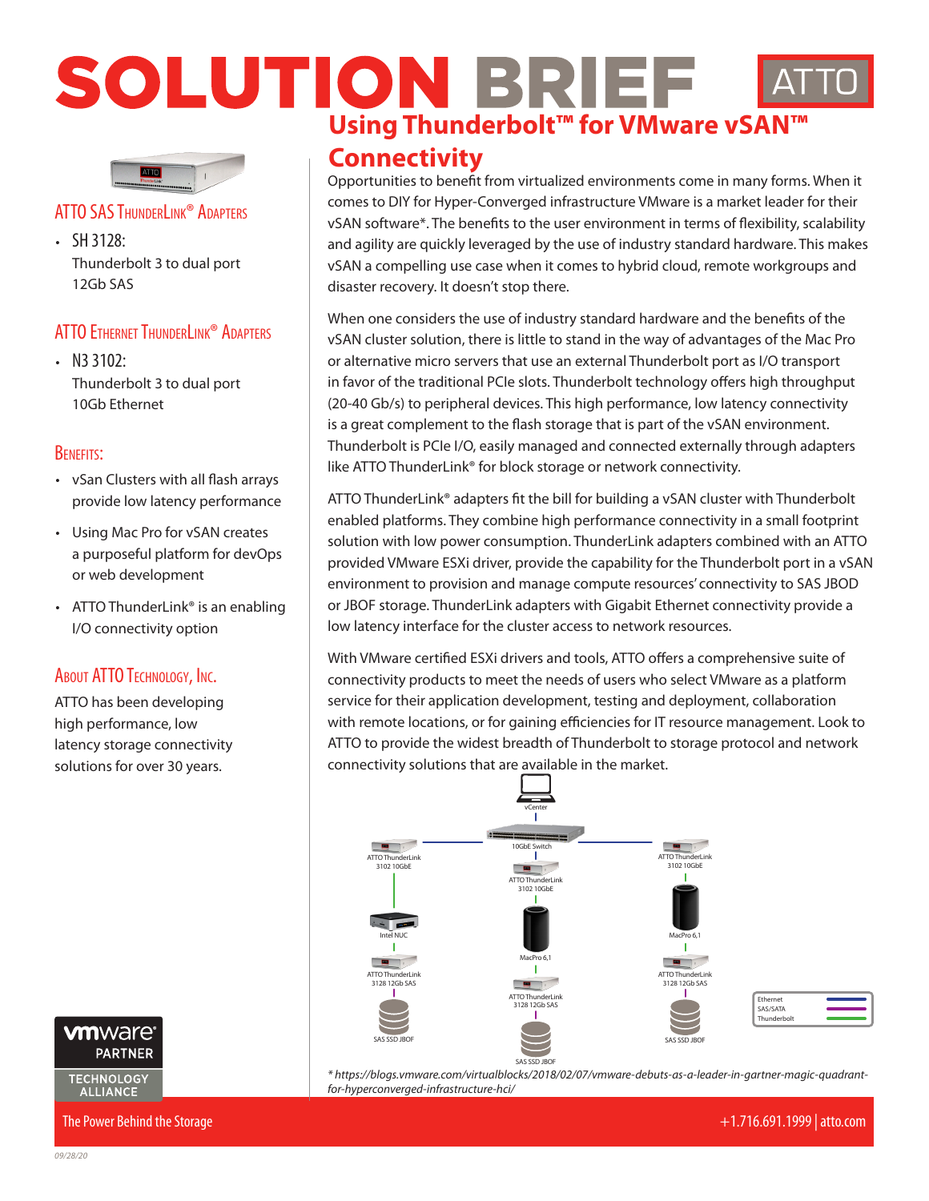# SOLUTION BRIEF

## Using Thunderbolt™ for VMware vSAN™ Connectivity

Opportunities to benefit from virtualized environments come in many forms. When it comes to DIY for Hyper-Converged infrastructure VMware is a market leader for their vSAN software*. The benefits to the user environment in terms of flexibility, scalability and agility are quickly leveraged by the use of industry standard hardware. This makes vSAN a compelling use case when it comes to hybrid cloud, remote workgroups and disaster recovery. It doesn't stop there.

When one considers the use of industry standard hardware and the benefits of the vSAN cluster solution, there is little to stand in the way of advantages of the Mac Pro or alternative micro servers that use an external Thunderbolt port as I/O transport in favor of the traditional PCIe slots. Thunderbolt technology offers high throughput (20-40 Gb/s) to peripheral devices. This high performance, low latency connectivity is a great complement to the flash storage that is part of the vSAN environment. Thunderbolt is PCIe I/O, easily managed and connected externally through adapters like ATTO ThunderLink® for block storage or network connectivity.

ATTO ThunderLink® adapters fit the bill for building a vSAN cluster with Thunderbolt enabled platforms. They combine high performance connectivity in a small footprint solution with low power consumption. ThunderLink adapters combined with an ATTO provided VMware ESXi driver, provide the capability for the Thunderbolt port in a vSAN environment to provision and manage compute resources' connectivity to SAS JBOD or JBOF storage. ThunderLink adapters with Gigabit Ethernet connectivity provide a low latency interface for the cluster access to network resources.

With VMware certified ESXi drivers and tools, ATTO offers a comprehensive suite of connectivity products to meet the needs of users who select VMware as a platform service for their application development, testing and deployment, collaboration with remote locations, or for gaining efficiencies for IT resource management. Look to ATTO to provide the widest breadth of Thunderbolt to storage protocol and network connectivity solutions that are available in the market.

*\* https://blogs.vmware.com/virtualblocks/2018/02/07/vmware-debuts-as-a-leader-in-gartner-magic-quadrant-for-hyperconverged-infrastructure-hci/*

### ATTO SAS ThunderLink® Adapters

- SH 3128:
  Thunderbolt 3 to dual port 12Gb SAS

### ATTO Ethernet ThunderLink® Adapters

- N3 3102:
  Thunderbolt 3 to dual port 10Gb Ethernet

### Benefits:

- vSan Clusters with all flash arrays provide low latency performance
- Using Mac Pro for vSAN creates a purposeful platform for devOps or web development
- ATTO ThunderLink® is an enabling I/O connectivity option

### About ATTO Technology, Inc.

ATTO has been developing high performance, low latency storage connectivity solutions for over 30 years.

The Power Behind the Storage

+1.716.691.1999 | atto.com

09/28/20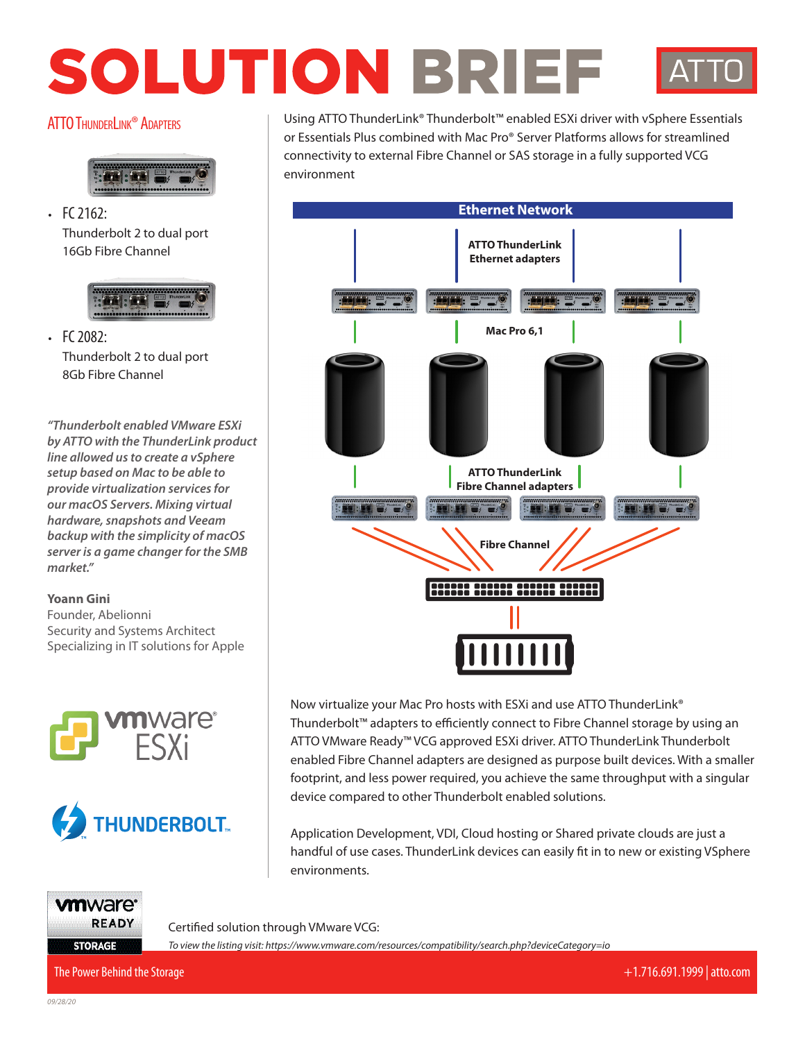# SOLUTION BRIEF

ATTO

## ATTO ThunderLink® Adapters

- FC 2162:
  Thunderbolt 2 to dual port 16Gb Fibre Channel

- FC 2082:
  Thunderbolt 2 to dual port 8Gb Fibre Channel

*"Thunderbolt enabled VMware ESXi by ATTO with the ThunderLink product line allowed us to create a vSphere setup based on Mac to be able to provide virtualization services for our macOS Servers. Mixing virtual hardware, snapshots and Veeam backup with the simplicity of macOS server is a game changer for the SMB market."*

**Yoann Gini**
Founder, Abelionni
Security and Systems Architect
Specializing in IT solutions for Apple

Using ATTO ThunderLink® Thunderbolt™ enabled ESXi driver with vSphere Essentials or Essentials Plus combined with Mac Pro® Server Platforms allows for streamlined connectivity to external Fibre Channel or SAS storage in a fully supported VCG environment

Ethernet Network
ATTO ThunderLink Ethernet adapters
Mac Pro 6,1
ATTO ThunderLink Fibre Channel adapters
Fibre Channel

Now virtualize your Mac Pro hosts with ESXi and use ATTO ThunderLink® Thunderbolt™ adapters to efficiently connect to Fibre Channel storage by using an ATTO VMware Ready™ VCG approved ESXi driver. ATTO ThunderLink Thunderbolt enabled Fibre Channel adapters are designed as purpose built devices. With a smaller footprint, and less power required, you achieve the same throughput with a singular device compared to other Thunderbolt enabled solutions.

Application Development, VDI, Cloud hosting or Shared private clouds are just a handful of use cases. ThunderLink devices can easily fit in to new or existing VSphere environments.

Certified solution through VMware VCG:
*To view the listing visit: https://www.vmware.com/resources/compatibility/search.php?deviceCategory=io*

The Power Behind the Storage

+1.716.691.1999 | atto.com

09/28/20